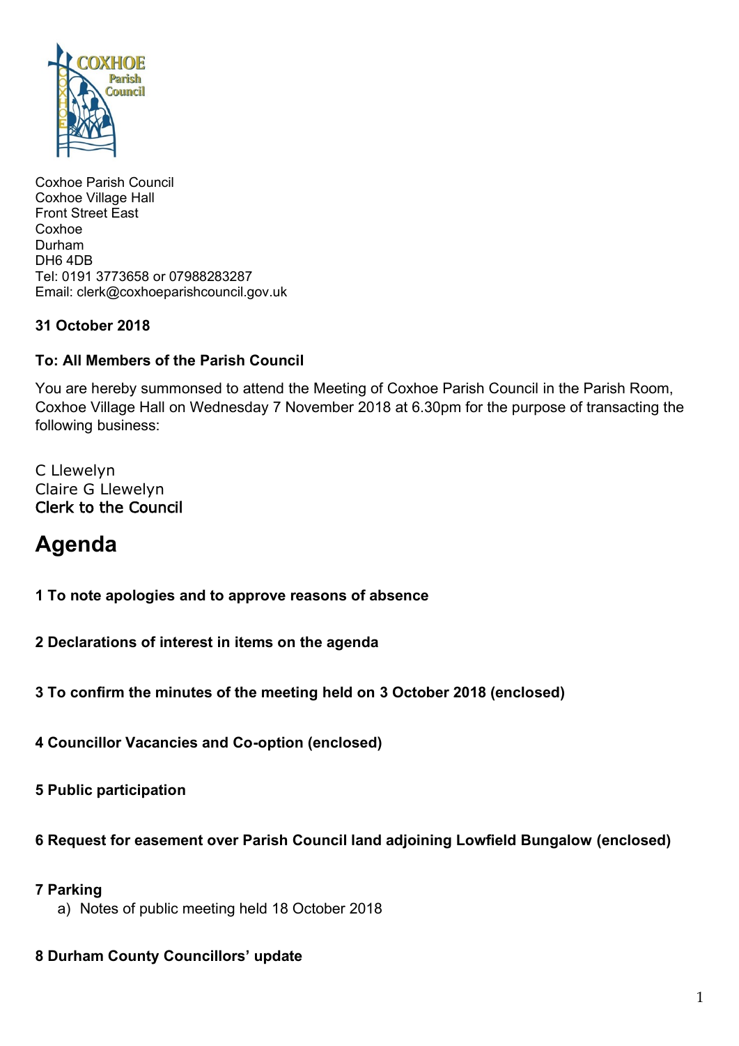Coxhoe Parish Council
Coxhoe Village Hall
Front Street East
Coxhoe
Durham
DH6 4DB
Tel: 0191 3773658 or 07988283287
Email: clerk@coxhoeparishcouncil.gov.uk

**31 October 2018**

**To: All Members of the Parish Council**

You are hereby summonsed to attend the Meeting of Coxhoe Parish Council in the Parish Room, Coxhoe Village Hall on Wednesday 7 November 2018 at 6.30pm for the purpose of transacting the following business:

C Llewelyn
Claire G Llewelyn
**Clerk to the Council**

# Agenda

**1 To note apologies and to approve reasons of absence**

**2 Declarations of interest in items on the agenda**

**3 To confirm the minutes of the meeting held on 3 October 2018 (enclosed)**

**4 Councillor Vacancies and Co-option (enclosed)**

**5 Public participation**

**6 Request for easement over Parish Council land adjoining Lowfield Bungalow (enclosed)**

**7 Parking**

a) Notes of public meeting held 18 October 2018

**8 Durham County Councillors' update**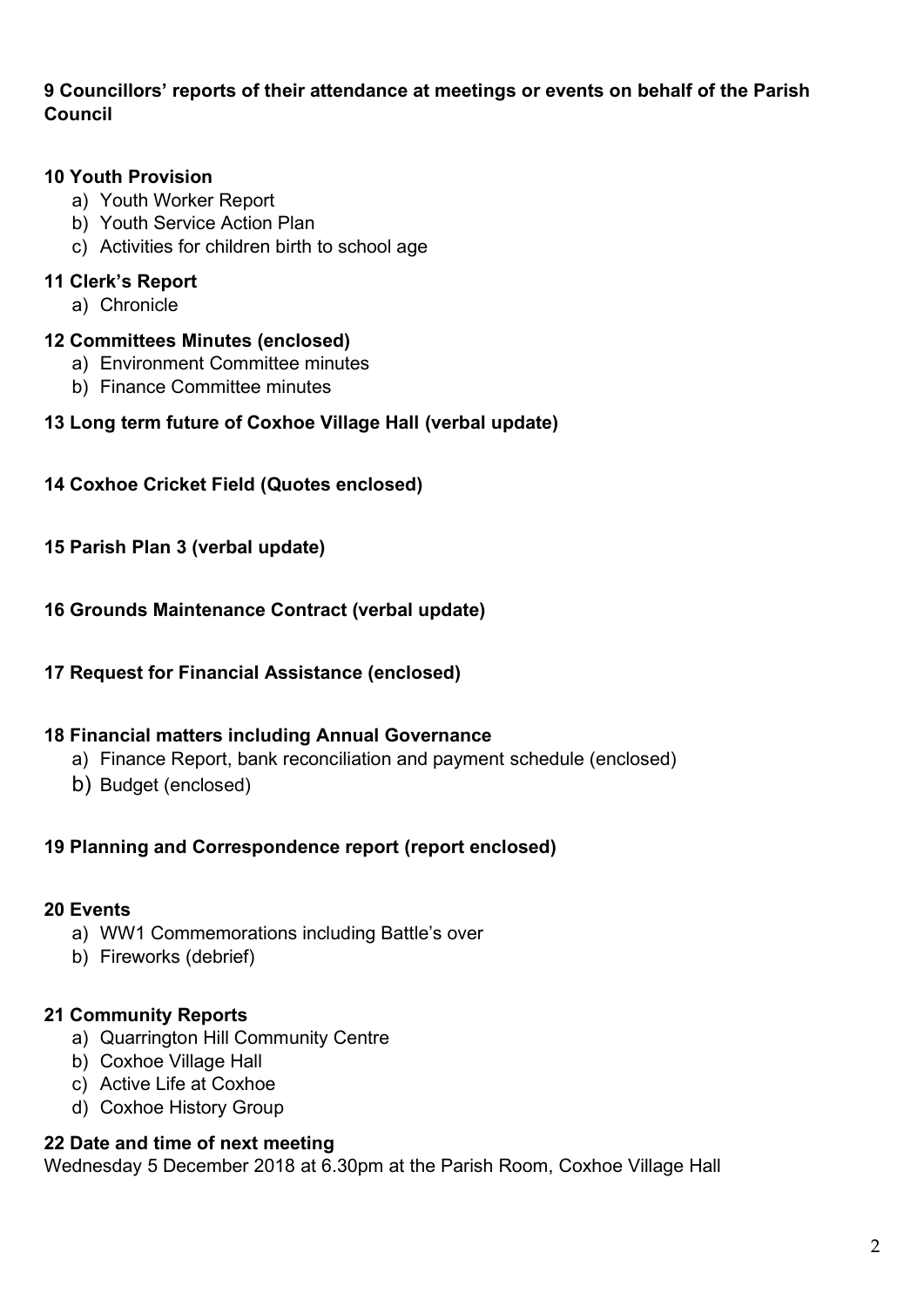**9 Councillors' reports of their attendance at meetings or events on behalf of the Parish Council**

**10 Youth Provision**

a) Youth Worker Report
b) Youth Service Action Plan
c) Activities for children birth to school age

**11 Clerk's Report**

a) Chronicle

**12 Committees Minutes (enclosed)**

a) Environment Committee minutes
b) Finance Committee minutes

**13 Long term future of Coxhoe Village Hall (verbal update)**

**14 Coxhoe Cricket Field (Quotes enclosed)**

**15 Parish Plan 3 (verbal update)**

**16 Grounds Maintenance Contract (verbal update)**

**17 Request for Financial Assistance (enclosed)**

**18 Financial matters including Annual Governance**

a) Finance Report, bank reconciliation and payment schedule (enclosed)
b) Budget (enclosed)

**19 Planning and Correspondence report (report enclosed)**

**20 Events**

a) WW1 Commemorations including Battle's over
b) Fireworks (debrief)

**21 Community Reports**

a) Quarrington Hill Community Centre
b) Coxhoe Village Hall
c) Active Life at Coxhoe
d) Coxhoe History Group

**22 Date and time of next meeting**

Wednesday 5 December 2018 at 6.30pm at the Parish Room, Coxhoe Village Hall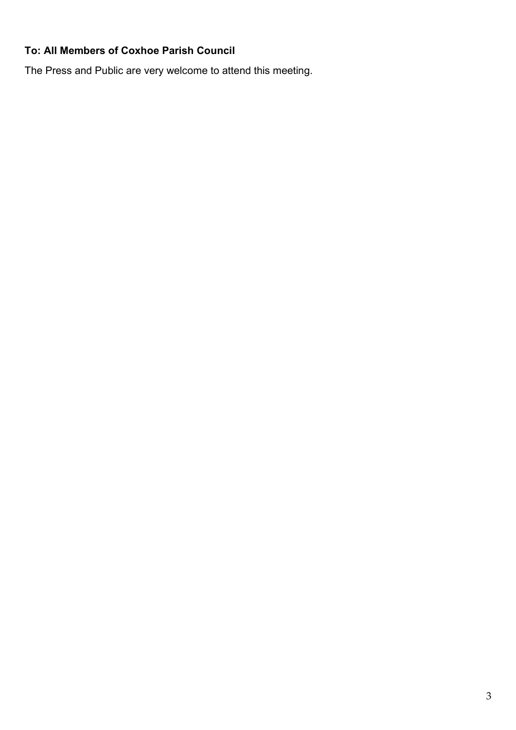**To: All Members of Coxhoe Parish Council**

The Press and Public are very welcome to attend this meeting.